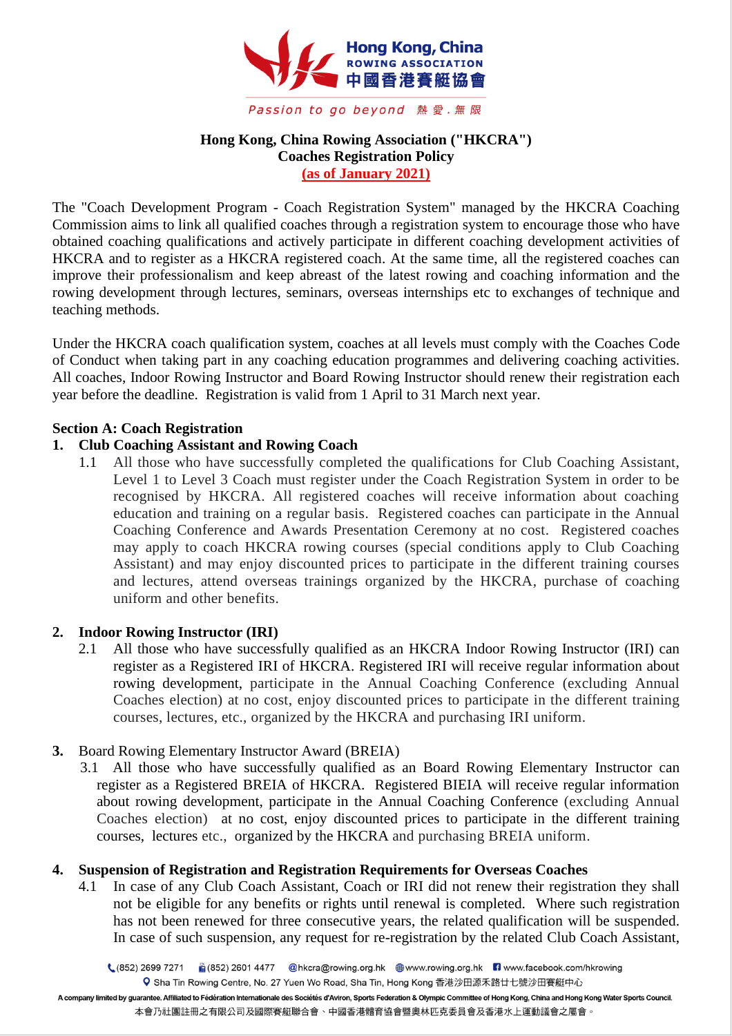**Hong Kong, China Rowing Association ("HKCRA")**
**Coaches Registration Policy**
**(as of January 2021)**

The "Coach Development Program - Coach Registration System" managed by the HKCRA Coaching Commission aims to link all qualified coaches through a registration system to encourage those who have obtained coaching qualifications and actively participate in different coaching development activities of HKCRA and to register as a HKCRA registered coach. At the same time, all the registered coaches can improve their professionalism and keep abreast of the latest rowing and coaching information and the rowing development through lectures, seminars, overseas internships etc to exchanges of technique and teaching methods.

Under the HKCRA coach qualification system, coaches at all levels must comply with the Coaches Code of Conduct when taking part in any coaching education programmes and delivering coaching activities. All coaches, Indoor Rowing Instructor and Board Rowing Instructor should renew their registration each year before the deadline. Registration is valid from 1 April to 31 March next year.

## Section A: Coach Registration

### 1. Club Coaching Assistant and Rowing Coach

1.1 All those who have successfully completed the qualifications for Club Coaching Assistant, Level 1 to Level 3 Coach must register under the Coach Registration System in order to be recognised by HKCRA. All registered coaches will receive information about coaching education and training on a regular basis. Registered coaches can participate in the Annual Coaching Conference and Awards Presentation Ceremony at no cost. Registered coaches may apply to coach HKCRA rowing courses (special conditions apply to Club Coaching Assistant) and may enjoy discounted prices to participate in the different training courses and lectures, attend overseas trainings organized by the HKCRA, purchase of coaching uniform and other benefits.

### 2. Indoor Rowing Instructor (IRI)

2.1 All those who have successfully qualified as an HKCRA Indoor Rowing Instructor (IRI) can register as a Registered IRI of HKCRA. Registered IRI will receive regular information about rowing development, participate in the Annual Coaching Conference (excluding Annual Coaches election) at no cost, enjoy discounted prices to participate in the different training courses, lectures, etc., organized by the HKCRA and purchasing IRI uniform.

### 3. Board Rowing Elementary Instructor Award (BREIA)

3.1 All those who have successfully qualified as an Board Rowing Elementary Instructor can register as a Registered BREIA of HKCRA. Registered BIEIA will receive regular information about rowing development, participate in the Annual Coaching Conference (excluding Annual Coaches election) at no cost, enjoy discounted prices to participate in the different training courses, lectures etc., organized by the HKCRA and purchasing BREIA uniform.

### 4. Suspension of Registration and Registration Requirements for Overseas Coaches

4.1 In case of any Club Coach Assistant, Coach or IRI did not renew their registration they shall not be eligible for any benefits or rights until renewal is completed. Where such registration has not been renewed for three consecutive years, the related qualification will be suspended. In case of such suspension, any request for re-registration by the related Club Coach Assistant,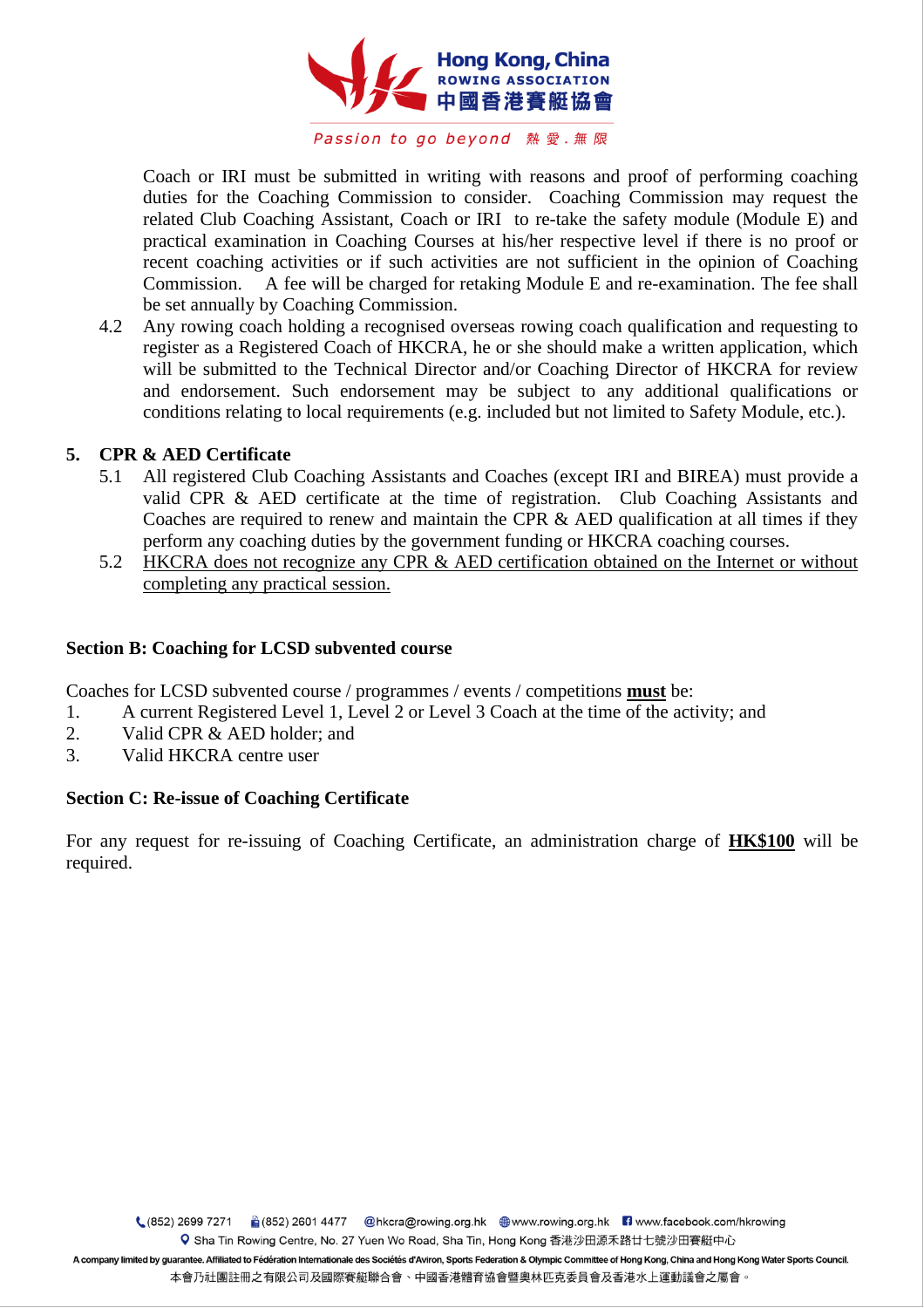Coach or IRI must be submitted in writing with reasons and proof of performing coaching duties for the Coaching Commission to consider. Coaching Commission may request the related Club Coaching Assistant, Coach or IRI to re-take the safety module (Module E) and practical examination in Coaching Courses at his/her respective level if there is no proof or recent coaching activities or if such activities are not sufficient in the opinion of Coaching Commission. A fee will be charged for retaking Module E and re-examination. The fee shall be set annually by Coaching Commission.

4.2 Any rowing coach holding a recognised overseas rowing coach qualification and requesting to register as a Registered Coach of HKCRA, he or she should make a written application, which will be submitted to the Technical Director and/or Coaching Director of HKCRA for review and endorsement. Such endorsement may be subject to any additional qualifications or conditions relating to local requirements (e.g. included but not limited to Safety Module, etc.).

**5. CPR & AED Certificate**

5.1 All registered Club Coaching Assistants and Coaches (except IRI and BIREA) must provide a valid CPR & AED certificate at the time of registration. Club Coaching Assistants and Coaches are required to renew and maintain the CPR & AED qualification at all times if they perform any coaching duties by the government funding or HKCRA coaching courses.

5.2 <u>HKCRA does not recognize any CPR & AED certification obtained on the Internet or without completing any practical session.</u>

## Section B: Coaching for LCSD subvented course

Coaches for LCSD subvented course / programmes / events / competitions **<u>must</u>** be:

1. A current Registered Level 1, Level 2 or Level 3 Coach at the time of the activity; and
2. Valid CPR & AED holder; and
3. Valid HKCRA centre user

## Section C: Re-issue of Coaching Certificate

For any request for re-issuing of Coaching Certificate, an administration charge of **<u>HK$100</u>** will be required.